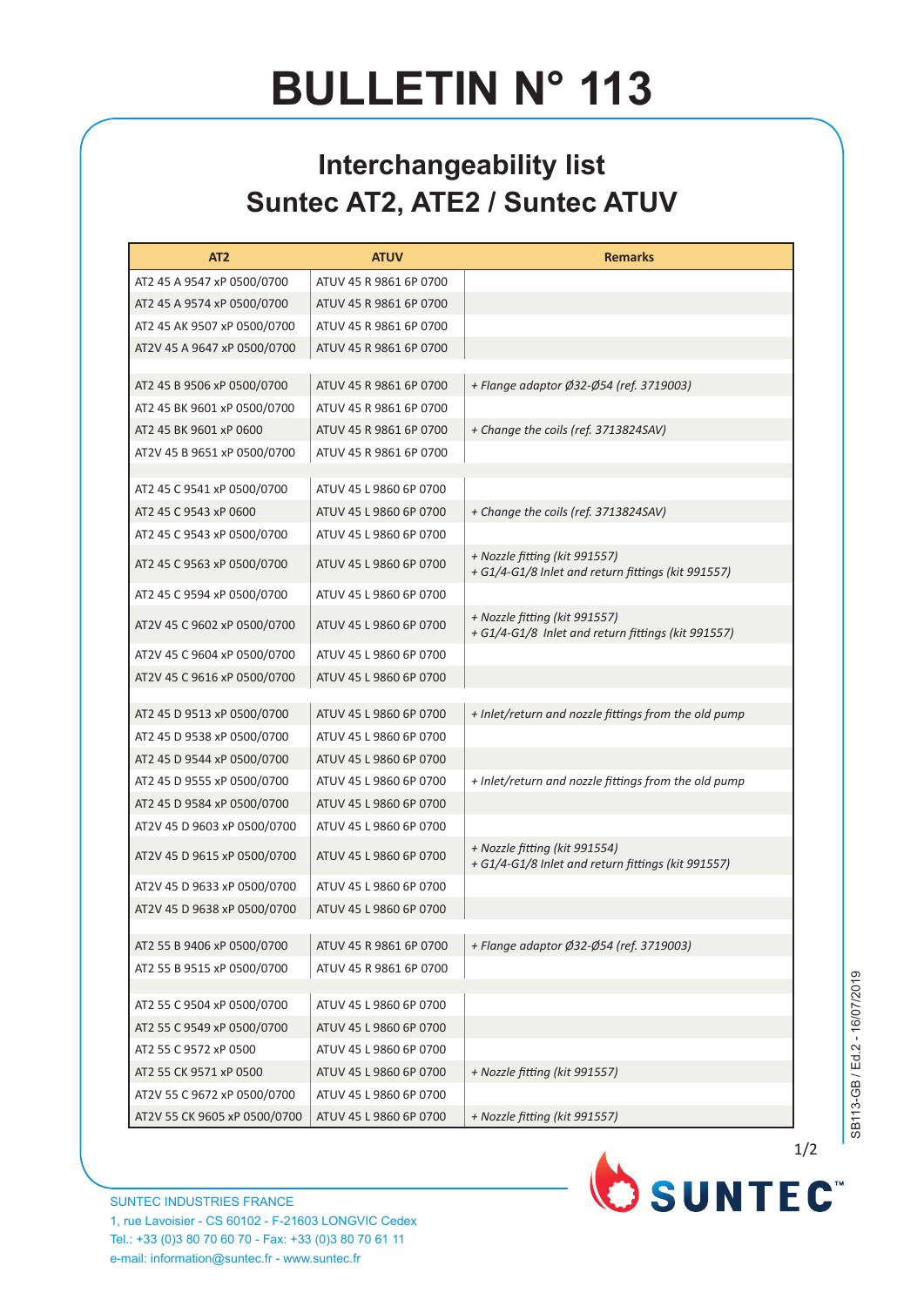# BULLETIN N° 113

## Interchangeability list
## Suntec AT2, ATE2 / Suntec ATUV

| AT2 | ATUV | Remarks |
|---|---|---|
| AT2 45 A 9547 xP 0500/0700 | ATUV 45 R 9861 6P 0700 | |
| AT2 45 A 9574 xP 0500/0700 | ATUV 45 R 9861 6P 0700 | |
| AT2 45 AK 9507 xP 0500/0700 | ATUV 45 R 9861 6P 0700 | |
| AT2V 45 A 9647 xP 0500/0700 | ATUV 45 R 9861 6P 0700 | |
| | | |
| AT2 45 B 9506 xP 0500/0700 | ATUV 45 R 9861 6P 0700 | *+ Flange adaptor Ø32-Ø54 (ref. 3719003)* |
| AT2 45 BK 9601 xP 0500/0700 | ATUV 45 R 9861 6P 0700 | |
| AT2 45 BK 9601 xP 0600 | ATUV 45 R 9861 6P 0700 | *+ Change the coils (ref. 3713824SAV)* |
| AT2V 45 B 9651 xP 0500/0700 | ATUV 45 R 9861 6P 0700 | |
| | | |
| AT2 45 C 9541 xP 0500/0700 | ATUV 45 L 9860 6P 0700 | |
| AT2 45 C 9543 xP 0600 | ATUV 45 L 9860 6P 0700 | *+ Change the coils (ref. 3713824SAV)* |
| AT2 45 C 9543 xP 0500/0700 | ATUV 45 L 9860 6P 0700 | |
| AT2 45 C 9563 xP 0500/0700 | ATUV 45 L 9860 6P 0700 | *+ Nozzle fitting (kit 991557)*<br>*+ G1/4-G1/8 Inlet and return fittings (kit 991557)* |
| AT2 45 C 9594 xP 0500/0700 | ATUV 45 L 9860 6P 0700 | |
| AT2V 45 C 9602 xP 0500/0700 | ATUV 45 L 9860 6P 0700 | *+ Nozzle fitting (kit 991557)*<br>*+ G1/4-G1/8 Inlet and return fittings (kit 991557)* |
| AT2V 45 C 9604 xP 0500/0700 | ATUV 45 L 9860 6P 0700 | |
| AT2V 45 C 9616 xP 0500/0700 | ATUV 45 L 9860 6P 0700 | |
| | | |
| AT2 45 D 9513 xP 0500/0700 | ATUV 45 L 9860 6P 0700 | *+ Inlet/return and nozzle fittings from the old pump* |
| AT2 45 D 9538 xP 0500/0700 | ATUV 45 L 9860 6P 0700 | |
| AT2 45 D 9544 xP 0500/0700 | ATUV 45 L 9860 6P 0700 | |
| AT2 45 D 9555 xP 0500/0700 | ATUV 45 L 9860 6P 0700 | *+ Inlet/return and nozzle fittings from the old pump* |
| AT2 45 D 9584 xP 0500/0700 | ATUV 45 L 9860 6P 0700 | |
| AT2V 45 D 9603 xP 0500/0700 | ATUV 45 L 9860 6P 0700 | |
| AT2V 45 D 9615 xP 0500/0700 | ATUV 45 L 9860 6P 0700 | *+ Nozzle fitting (kit 991554)*<br>*+ G1/4-G1/8 Inlet and return fittings (kit 991557)* |
| AT2V 45 D 9633 xP 0500/0700 | ATUV 45 L 9860 6P 0700 | |
| AT2V 45 D 9638 xP 0500/0700 | ATUV 45 L 9860 6P 0700 | |
| | | |
| AT2 55 B 9406 xP 0500/0700 | ATUV 45 R 9861 6P 0700 | *+ Flange adaptor Ø32-Ø54 (ref. 3719003)* |
| AT2 55 B 9515 xP 0500/0700 | ATUV 45 R 9861 6P 0700 | |
| | | |
| AT2 55 C 9504 xP 0500/0700 | ATUV 45 L 9860 6P 0700 | |
| AT2 55 C 9549 xP 0500/0700 | ATUV 45 L 9860 6P 0700 | |
| AT2 55 C 9572 xP 0500 | ATUV 45 L 9860 6P 0700 | |
| AT2 55 CK 9571 xP 0500 | ATUV 45 L 9860 6P 0700 | *+ Nozzle fitting (kit 991557)* |
| AT2V 55 C 9672 xP 0500/0700 | ATUV 45 L 9860 6P 0700 | |
| AT2V 55 CK 9605 xP 0500/0700 | ATUV 45 L 9860 6P 0700 | *+ Nozzle fitting (kit 991557)* |

SB113-GB / Ed.2 - 16/07/2019

SUNTEC INDUSTRIES FRANCE
1, rue Lavoisier - CS 60102 - F-21603 LONGVIC Cedex
Tel.: +33 (0)3 80 70 60 70 - Fax: +33 (0)3 80 70 61 11
e-mail: information@suntec.fr - www.suntec.fr

SUNTEC™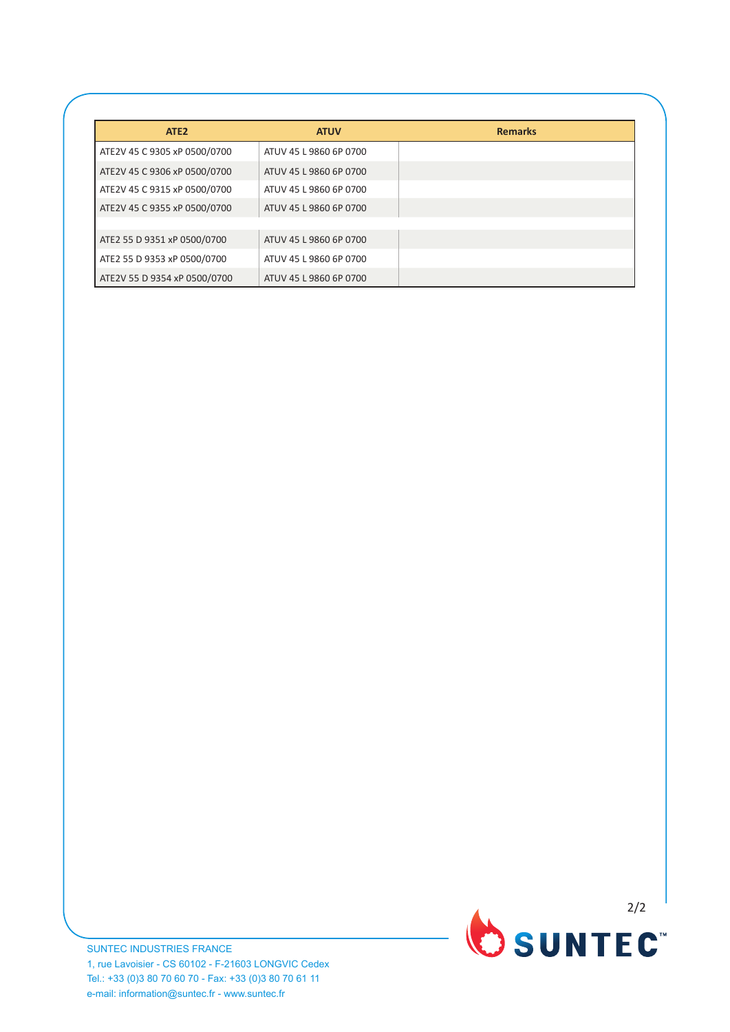| ATE2 | ATUV | Remarks |
|---|---|---|
| ATE2V 45 C 9305 xP 0500/0700 | ATUV 45 L 9860 6P 0700 | |
| ATE2V 45 C 9306 xP 0500/0700 | ATUV 45 L 9860 6P 0700 | |
| ATE2V 45 C 9315 xP 0500/0700 | ATUV 45 L 9860 6P 0700 | |
| ATE2V 45 C 9355 xP 0500/0700 | ATUV 45 L 9860 6P 0700 | |
| | | |
| ATE2 55 D 9351 xP 0500/0700 | ATUV 45 L 9860 6P 0700 | |
| ATE2 55 D 9353 xP 0500/0700 | ATUV 45 L 9860 6P 0700 | |
| ATE2V 55 D 9354 xP 0500/0700 | ATUV 45 L 9860 6P 0700 | |

SUNTEC™

SUNTEC INDUSTRIES FRANCE
1, rue Lavoisier - CS 60102 - F-21603 LONGVIC Cedex
Tel.: +33 (0)3 80 70 60 70 - Fax: +33 (0)3 80 70 61 11
e-mail: information@suntec.fr - www.suntec.fr